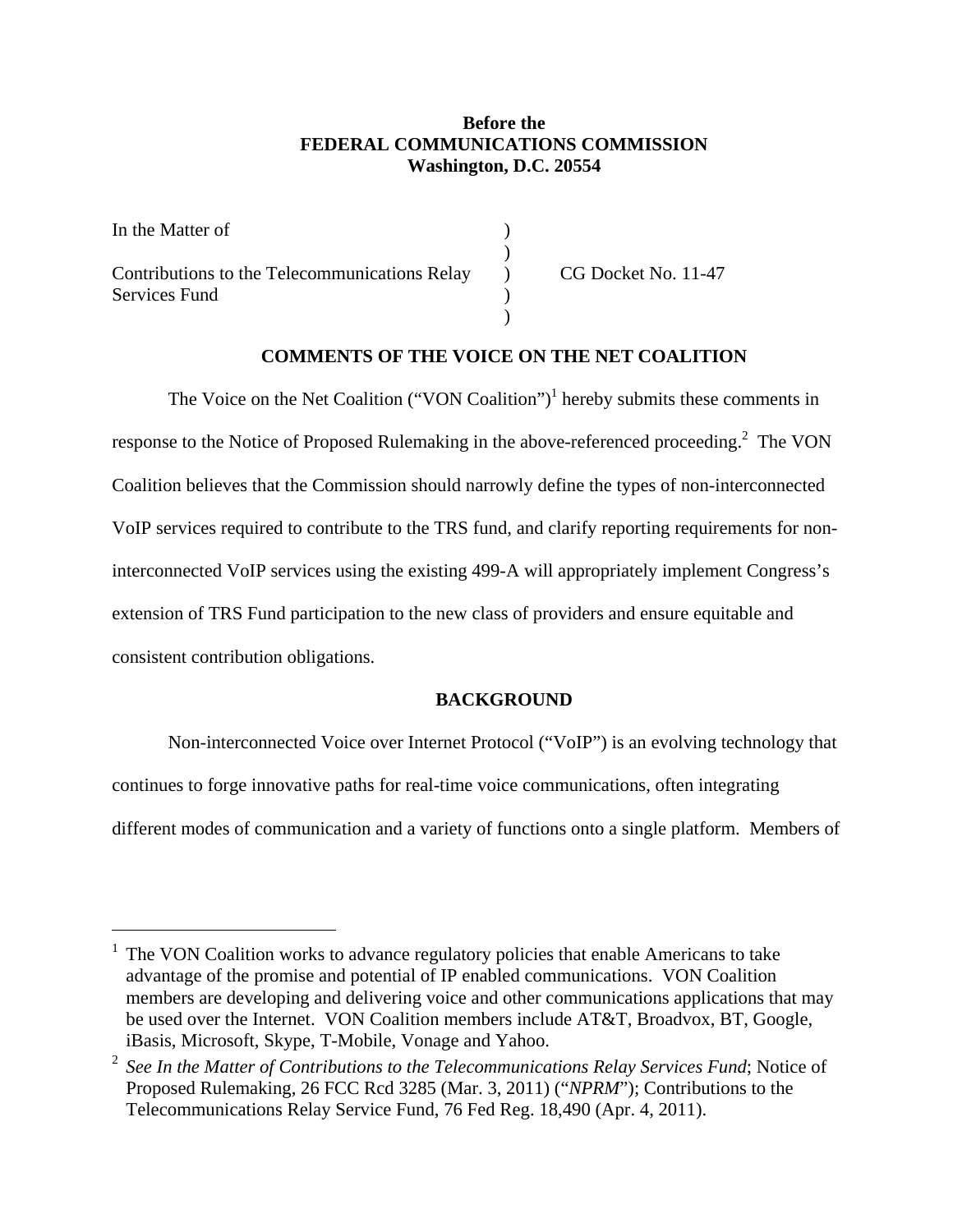**Before the**
**FEDERAL COMMUNICATIONS COMMISSION**
**Washington, D.C. 20554**

| | | |
|---|---|---|
| In the Matter of | ) | |
| | ) | |
| Contributions to the Telecommunications Relay Services Fund | ) | CG Docket No. 11-47 |
| | ) | |

## COMMENTS OF THE VOICE ON THE NET COALITION

The Voice on the Net Coalition ("VON Coalition")[1] hereby submits these comments in response to the Notice of Proposed Rulemaking in the above-referenced proceeding.[2] The VON Coalition believes that the Commission should narrowly define the types of non-interconnected VoIP services required to contribute to the TRS fund, and clarify reporting requirements for non-interconnected VoIP services using the existing 499-A will appropriately implement Congress's extension of TRS Fund participation to the new class of providers and ensure equitable and consistent contribution obligations.

## BACKGROUND

Non-interconnected Voice over Internet Protocol ("VoIP") is an evolving technology that continues to forge innovative paths for real-time voice communications, often integrating different modes of communication and a variety of functions onto a single platform. Members of

---

[1] The VON Coalition works to advance regulatory policies that enable Americans to take advantage of the promise and potential of IP enabled communications. VON Coalition members are developing and delivering voice and other communications applications that may be used over the Internet. VON Coalition members include AT&T, Broadvox, BT, Google, iBasis, Microsoft, Skype, T-Mobile, Vonage and Yahoo.

[2] *See In the Matter of Contributions to the Telecommunications Relay Services Fund*; Notice of Proposed Rulemaking, 26 FCC Rcd 3285 (Mar. 3, 2011) ("*NPRM*"); Contributions to the Telecommunications Relay Service Fund, 76 Fed Reg. 18,490 (Apr. 4, 2011).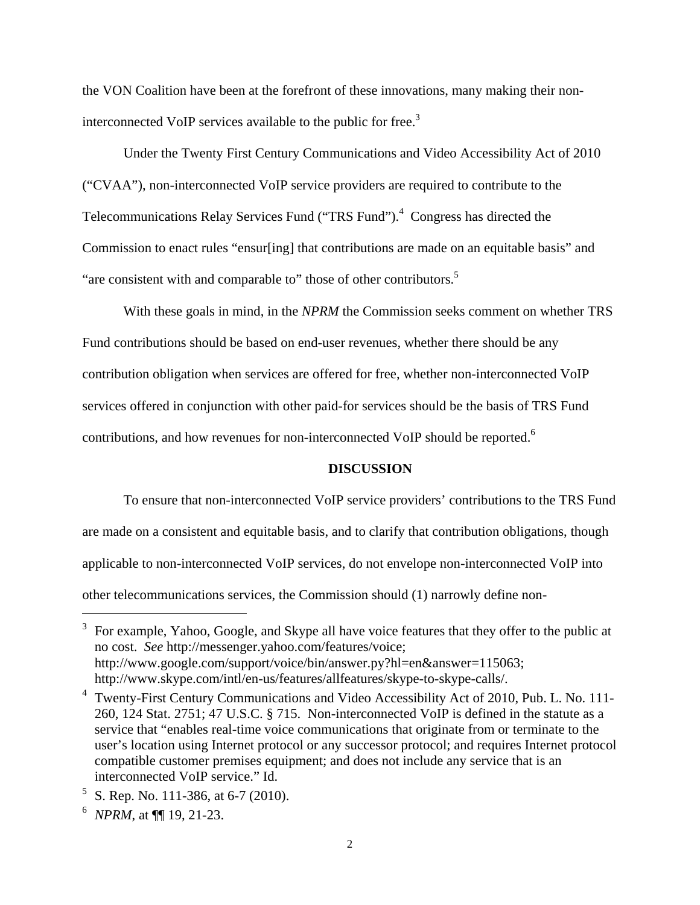the VON Coalition have been at the forefront of these innovations, many making their non-interconnected VoIP services available to the public for free.[3]

Under the Twenty First Century Communications and Video Accessibility Act of 2010 ("CVAA"), non-interconnected VoIP service providers are required to contribute to the Telecommunications Relay Services Fund ("TRS Fund").[4] Congress has directed the Commission to enact rules "ensur[ing] that contributions are made on an equitable basis" and "are consistent with and comparable to" those of other contributors.[5]

With these goals in mind, in the *NPRM* the Commission seeks comment on whether TRS Fund contributions should be based on end-user revenues, whether there should be any contribution obligation when services are offered for free, whether non-interconnected VoIP services offered in conjunction with other paid-for services should be the basis of TRS Fund contributions, and how revenues for non-interconnected VoIP should be reported.[6]

## DISCUSSION

To ensure that non-interconnected VoIP service providers' contributions to the TRS Fund are made on a consistent and equitable basis, and to clarify that contribution obligations, though applicable to non-interconnected VoIP services, do not envelope non-interconnected VoIP into other telecommunications services, the Commission should (1) narrowly define non-

---

[3] For example, Yahoo, Google, and Skype all have voice features that they offer to the public at no cost. *See* http://messenger.yahoo.com/features/voice; http://www.google.com/support/voice/bin/answer.py?hl=en&answer=115063; http://www.skype.com/intl/en-us/features/allfeatures/skype-to-skype-calls/.

[4] Twenty-First Century Communications and Video Accessibility Act of 2010, Pub. L. No. 111-260, 124 Stat. 2751; 47 U.S.C. § 715. Non-interconnected VoIP is defined in the statute as a service that "enables real-time voice communications that originate from or terminate to the user's location using Internet protocol or any successor protocol; and requires Internet protocol compatible customer premises equipment; and does not include any service that is an interconnected VoIP service." Id.

[5] S. Rep. No. 111-386, at 6-7 (2010).

[6] *NPRM*, at ¶¶ 19, 21-23.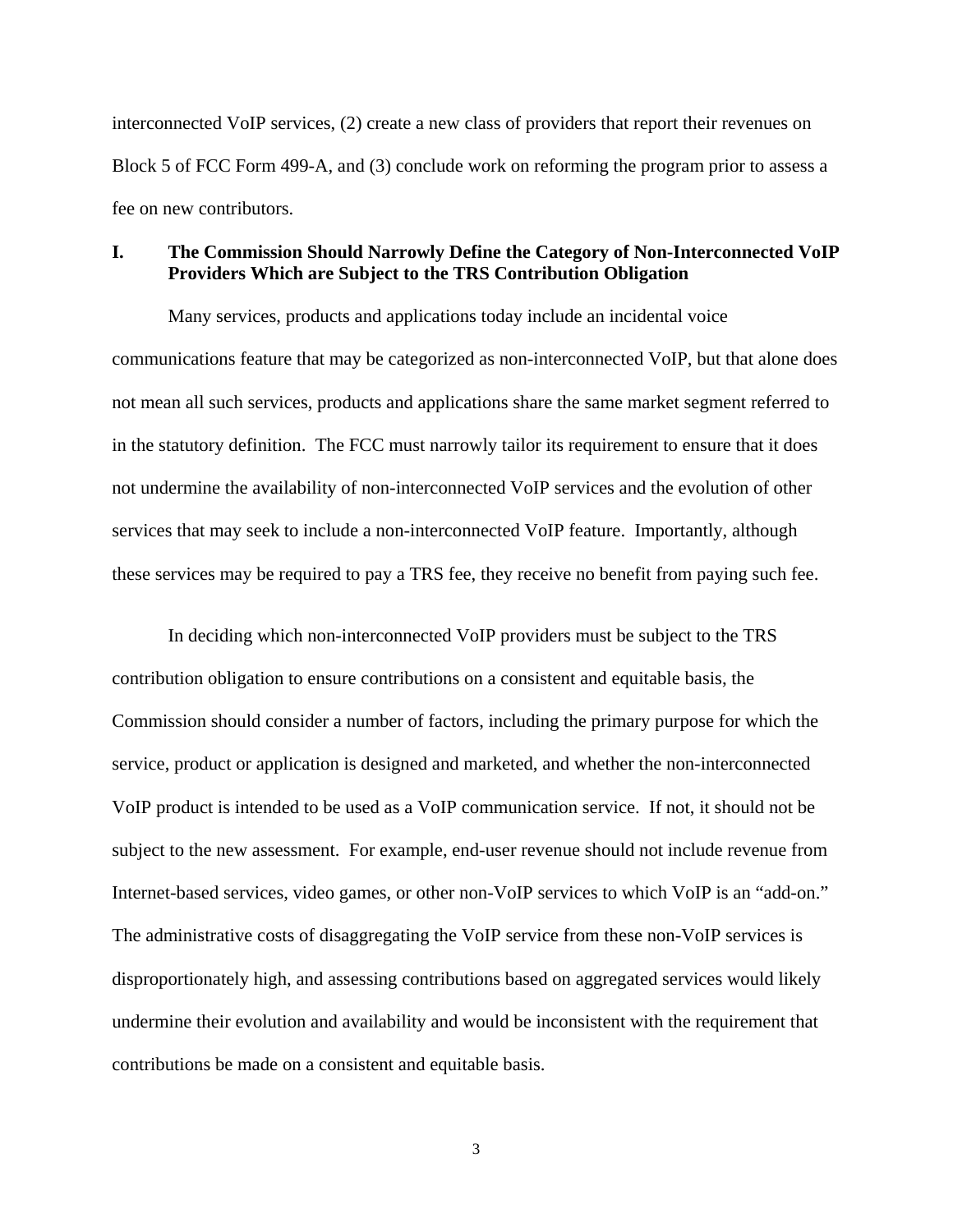interconnected VoIP services, (2) create a new class of providers that report their revenues on Block 5 of FCC Form 499-A, and (3) conclude work on reforming the program prior to assess a fee on new contributors.

## I. The Commission Should Narrowly Define the Category of Non-Interconnected VoIP Providers Which are Subject to the TRS Contribution Obligation

Many services, products and applications today include an incidental voice communications feature that may be categorized as non-interconnected VoIP, but that alone does not mean all such services, products and applications share the same market segment referred to in the statutory definition. The FCC must narrowly tailor its requirement to ensure that it does not undermine the availability of non-interconnected VoIP services and the evolution of other services that may seek to include a non-interconnected VoIP feature. Importantly, although these services may be required to pay a TRS fee, they receive no benefit from paying such fee.

In deciding which non-interconnected VoIP providers must be subject to the TRS contribution obligation to ensure contributions on a consistent and equitable basis, the Commission should consider a number of factors, including the primary purpose for which the service, product or application is designed and marketed, and whether the non-interconnected VoIP product is intended to be used as a VoIP communication service. If not, it should not be subject to the new assessment. For example, end-user revenue should not include revenue from Internet-based services, video games, or other non-VoIP services to which VoIP is an "add-on." The administrative costs of disaggregating the VoIP service from these non-VoIP services is disproportionately high, and assessing contributions based on aggregated services would likely undermine their evolution and availability and would be inconsistent with the requirement that contributions be made on a consistent and equitable basis.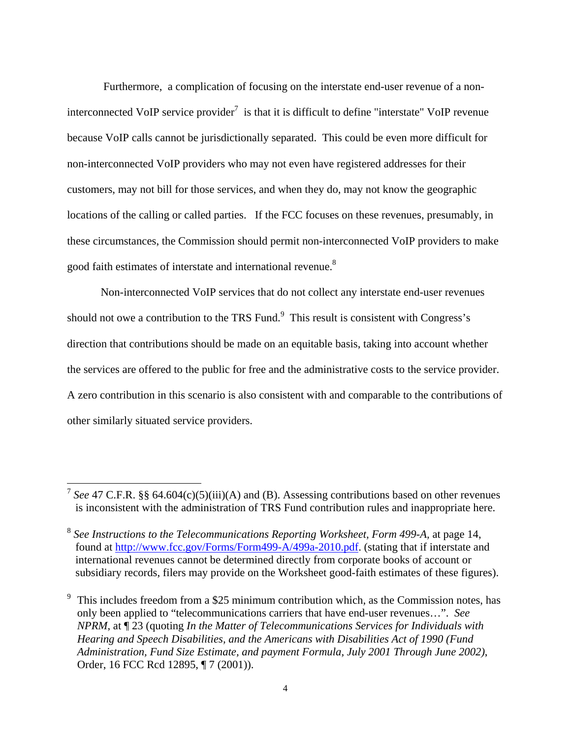Furthermore, a complication of focusing on the interstate end-user revenue of a non-interconnected VoIP service provider[7] is that it is difficult to define "interstate" VoIP revenue because VoIP calls cannot be jurisdictionally separated. This could be even more difficult for non-interconnected VoIP providers who may not even have registered addresses for their customers, may not bill for those services, and when they do, may not know the geographic locations of the calling or called parties. If the FCC focuses on these revenues, presumably, in these circumstances, the Commission should permit non-interconnected VoIP providers to make good faith estimates of interstate and international revenue.[8]

Non-interconnected VoIP services that do not collect any interstate end-user revenues should not owe a contribution to the TRS Fund.[9] This result is consistent with Congress's direction that contributions should be made on an equitable basis, taking into account whether the services are offered to the public for free and the administrative costs to the service provider. A zero contribution in this scenario is also consistent with and comparable to the contributions of other similarly situated service providers.

---

[7] *See* 47 C.F.R. §§ 64.604(c)(5)(iii)(A) and (B). Assessing contributions based on other revenues is inconsistent with the administration of TRS Fund contribution rules and inappropriate here.

[8] *See Instructions to the Telecommunications Reporting Worksheet, Form 499-A*, at page 14, found at http://www.fcc.gov/Forms/Form499-A/499a-2010.pdf. (stating that if interstate and international revenues cannot be determined directly from corporate books of account or subsidiary records, filers may provide on the Worksheet good-faith estimates of these figures).

[9] This includes freedom from a $25 minimum contribution which, as the Commission notes, has only been applied to "telecommunications carriers that have end-user revenues…". *See NPRM*, at ¶ 23 (quoting *In the Matter of Telecommunications Services for Individuals with Hearing and Speech Disabilities, and the Americans with Disabilities Act of 1990 (Fund Administration, Fund Size Estimate, and payment Formula, July 2001 Through June 2002)*, Order, 16 FCC Rcd 12895, ¶ 7 (2001)).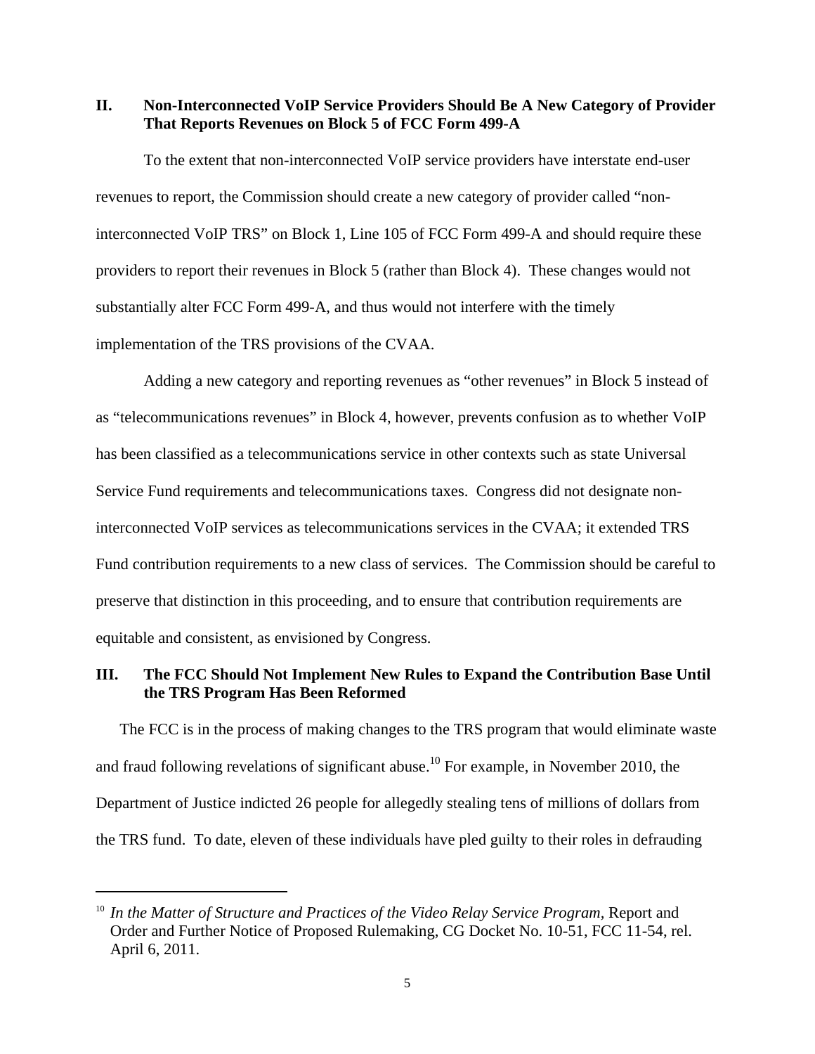## II. Non-Interconnected VoIP Service Providers Should Be A New Category of Provider That Reports Revenues on Block 5 of FCC Form 499-A

To the extent that non-interconnected VoIP service providers have interstate end-user revenues to report, the Commission should create a new category of provider called "non-interconnected VoIP TRS" on Block 1, Line 105 of FCC Form 499-A and should require these providers to report their revenues in Block 5 (rather than Block 4). These changes would not substantially alter FCC Form 499-A, and thus would not interfere with the timely implementation of the TRS provisions of the CVAA.

Adding a new category and reporting revenues as "other revenues" in Block 5 instead of as "telecommunications revenues" in Block 4, however, prevents confusion as to whether VoIP has been classified as a telecommunications service in other contexts such as state Universal Service Fund requirements and telecommunications taxes. Congress did not designate non-interconnected VoIP services as telecommunications services in the CVAA; it extended TRS Fund contribution requirements to a new class of services. The Commission should be careful to preserve that distinction in this proceeding, and to ensure that contribution requirements are equitable and consistent, as envisioned by Congress.

## III. The FCC Should Not Implement New Rules to Expand the Contribution Base Until the TRS Program Has Been Reformed

The FCC is in the process of making changes to the TRS program that would eliminate waste and fraud following revelations of significant abuse.[10] For example, in November 2010, the Department of Justice indicted 26 people for allegedly stealing tens of millions of dollars from the TRS fund. To date, eleven of these individuals have pled guilty to their roles in defrauding

---

[10] *In the Matter of Structure and Practices of the Video Relay Service Program*, Report and Order and Further Notice of Proposed Rulemaking, CG Docket No. 10-51, FCC 11-54, rel. April 6, 2011.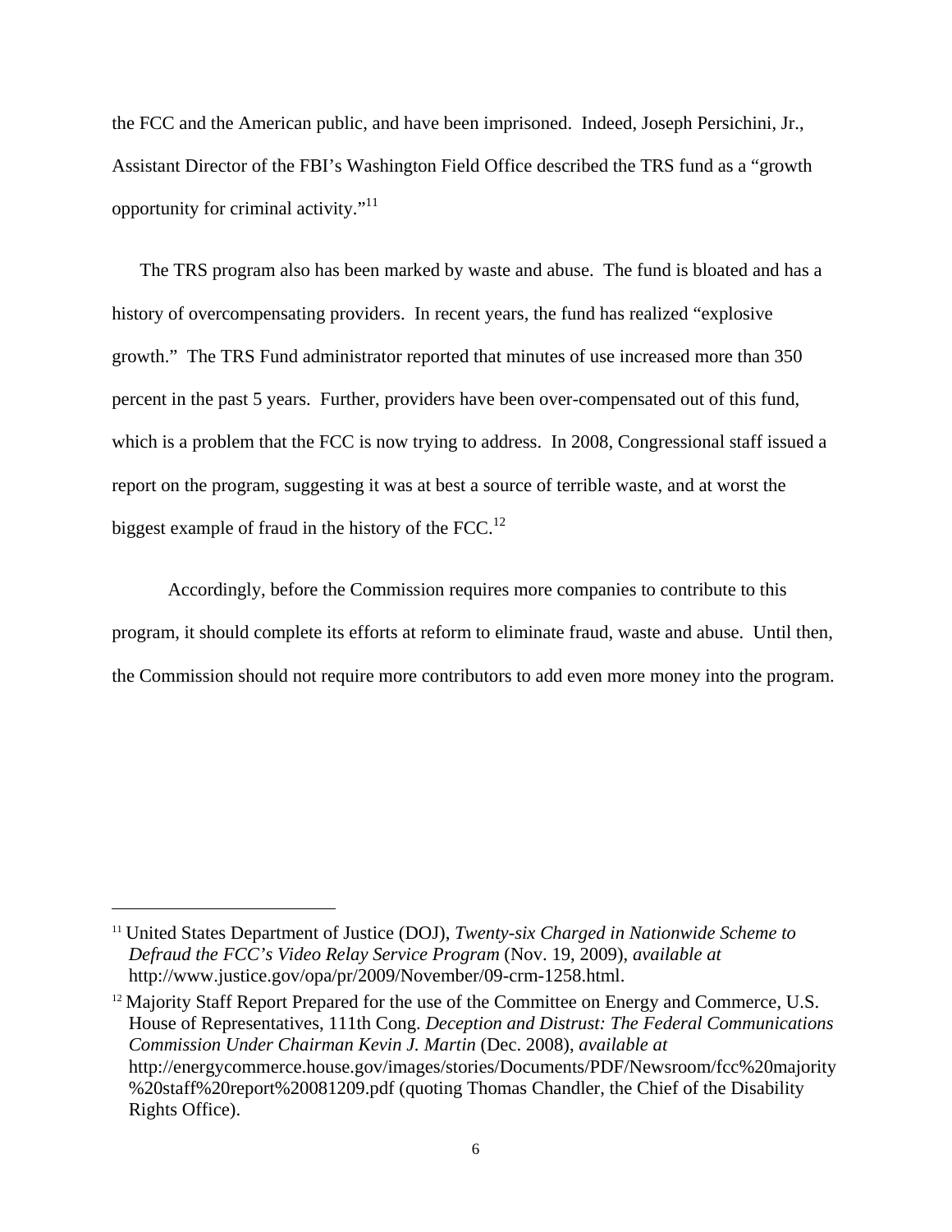the FCC and the American public, and have been imprisoned. Indeed, Joseph Persichini, Jr., Assistant Director of the FBI's Washington Field Office described the TRS fund as a "growth opportunity for criminal activity."[11]

The TRS program also has been marked by waste and abuse. The fund is bloated and has a history of overcompensating providers. In recent years, the fund has realized "explosive growth." The TRS Fund administrator reported that minutes of use increased more than 350 percent in the past 5 years. Further, providers have been over-compensated out of this fund, which is a problem that the FCC is now trying to address. In 2008, Congressional staff issued a report on the program, suggesting it was at best a source of terrible waste, and at worst the biggest example of fraud in the history of the FCC.[12]

Accordingly, before the Commission requires more companies to contribute to this program, it should complete its efforts at reform to eliminate fraud, waste and abuse. Until then, the Commission should not require more contributors to add even more money into the program.

---

[11] United States Department of Justice (DOJ), *Twenty-six Charged in Nationwide Scheme to Defraud the FCC's Video Relay Service Program* (Nov. 19, 2009), *available at* http://www.justice.gov/opa/pr/2009/November/09-crm-1258.html.

[12] Majority Staff Report Prepared for the use of the Committee on Energy and Commerce, U.S. House of Representatives, 111th Cong. *Deception and Distrust: The Federal Communications Commission Under Chairman Kevin J. Martin* (Dec. 2008), *available at* http://energycommerce.house.gov/images/stories/Documents/PDF/Newsroom/fcc%20majority%20staff%20report%20081209.pdf (quoting Thomas Chandler, the Chief of the Disability Rights Office).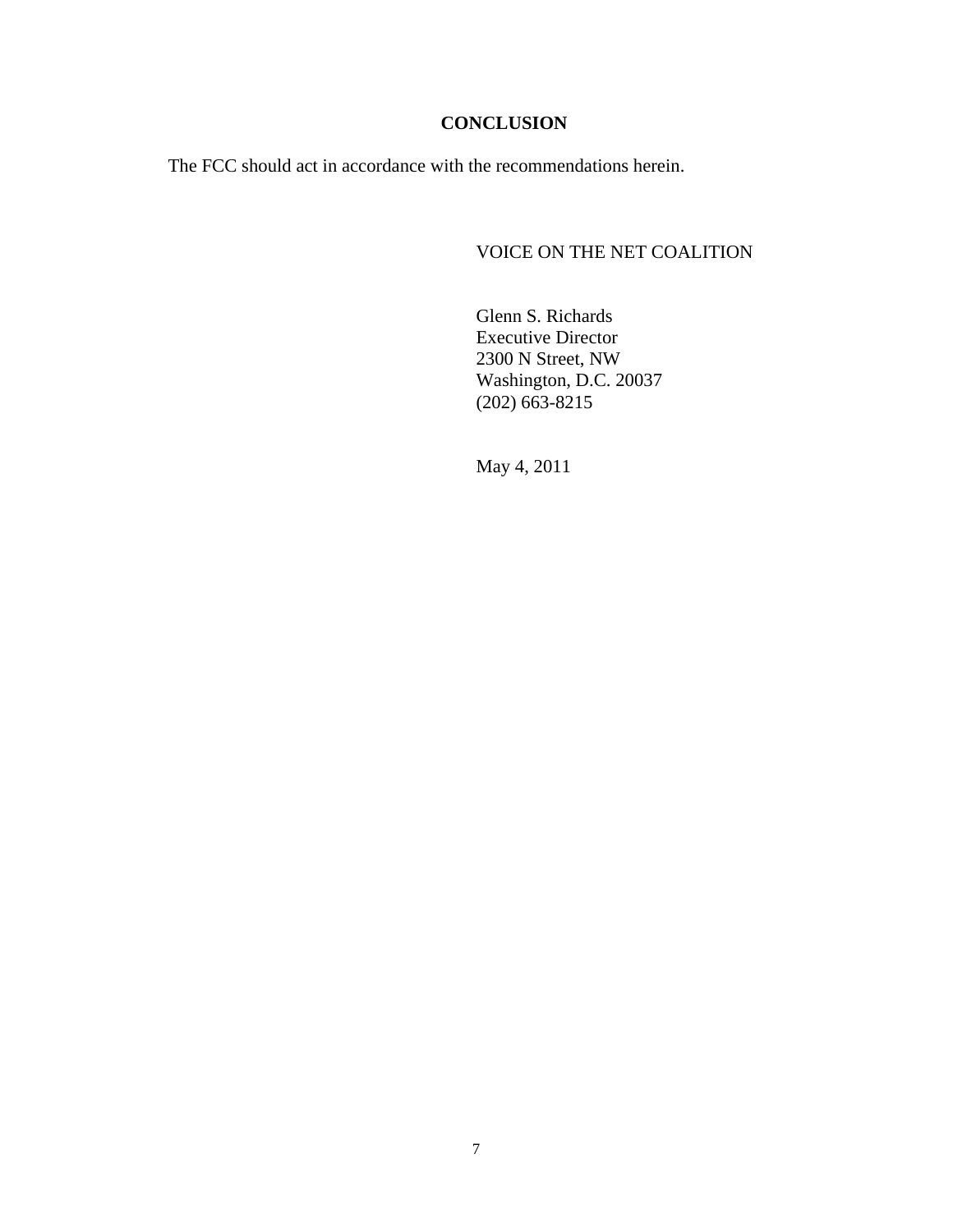## CONCLUSION

The FCC should act in accordance with the recommendations herein.

VOICE ON THE NET COALITION

Glenn S. Richards
Executive Director
2300 N Street, NW
Washington, D.C. 20037
(202) 663-8215

May 4, 2011